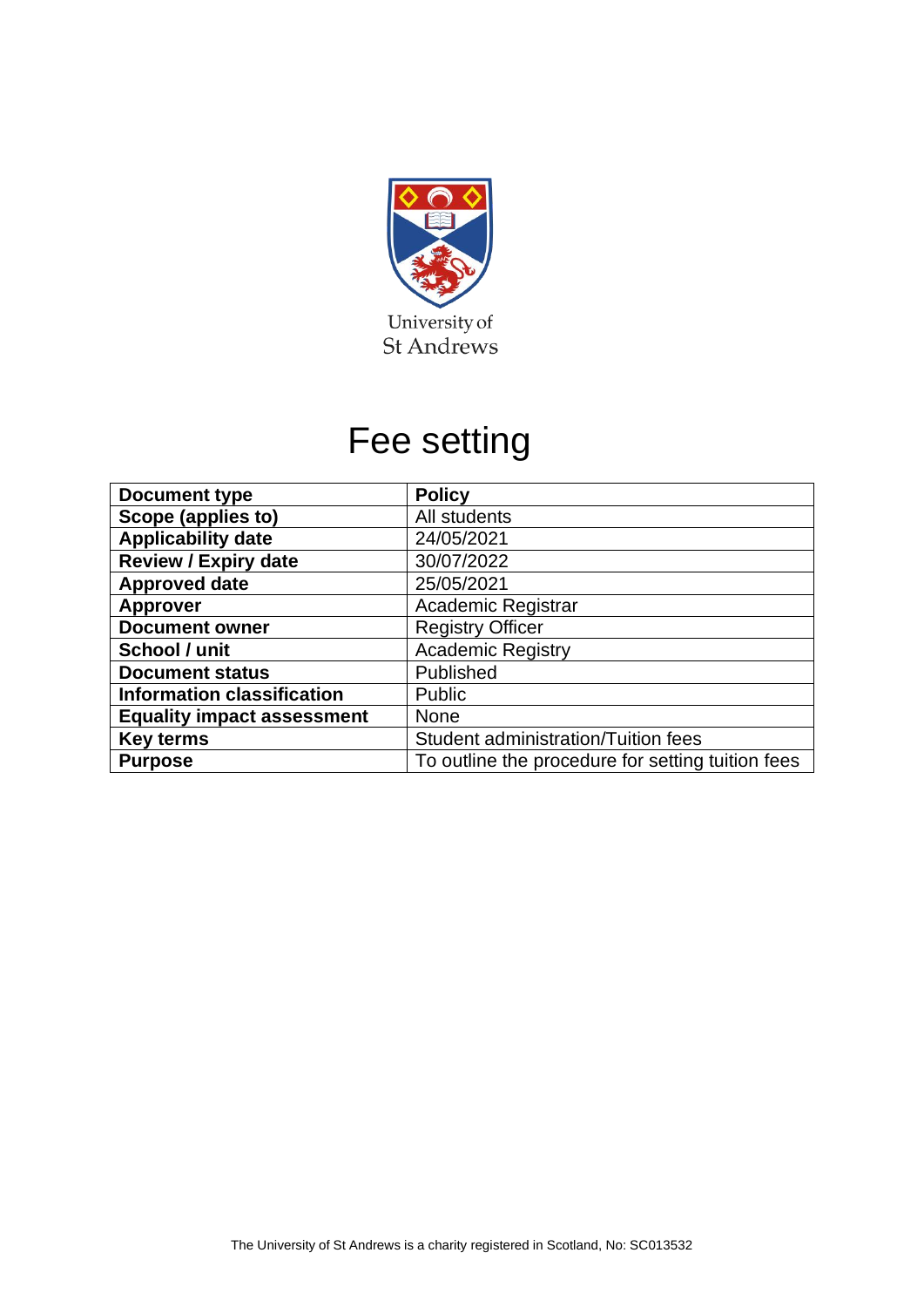University of
St Andrews

# Fee setting

| Document type | Policy |
|---|---|
| Scope (applies to) | All students |
| Applicability date | 24/05/2021 |
| Review / Expiry date | 30/07/2022 |
| Approved date | 25/05/2021 |
| Approver | Academic Registrar |
| Document owner | Registry Officer |
| School / unit | Academic Registry |
| Document status | Published |
| Information classification | Public |
| Equality impact assessment | None |
| Key terms | Student administration/Tuition fees |
| Purpose | To outline the procedure for setting tuition fees |

The University of St Andrews is a charity registered in Scotland, No: SC013532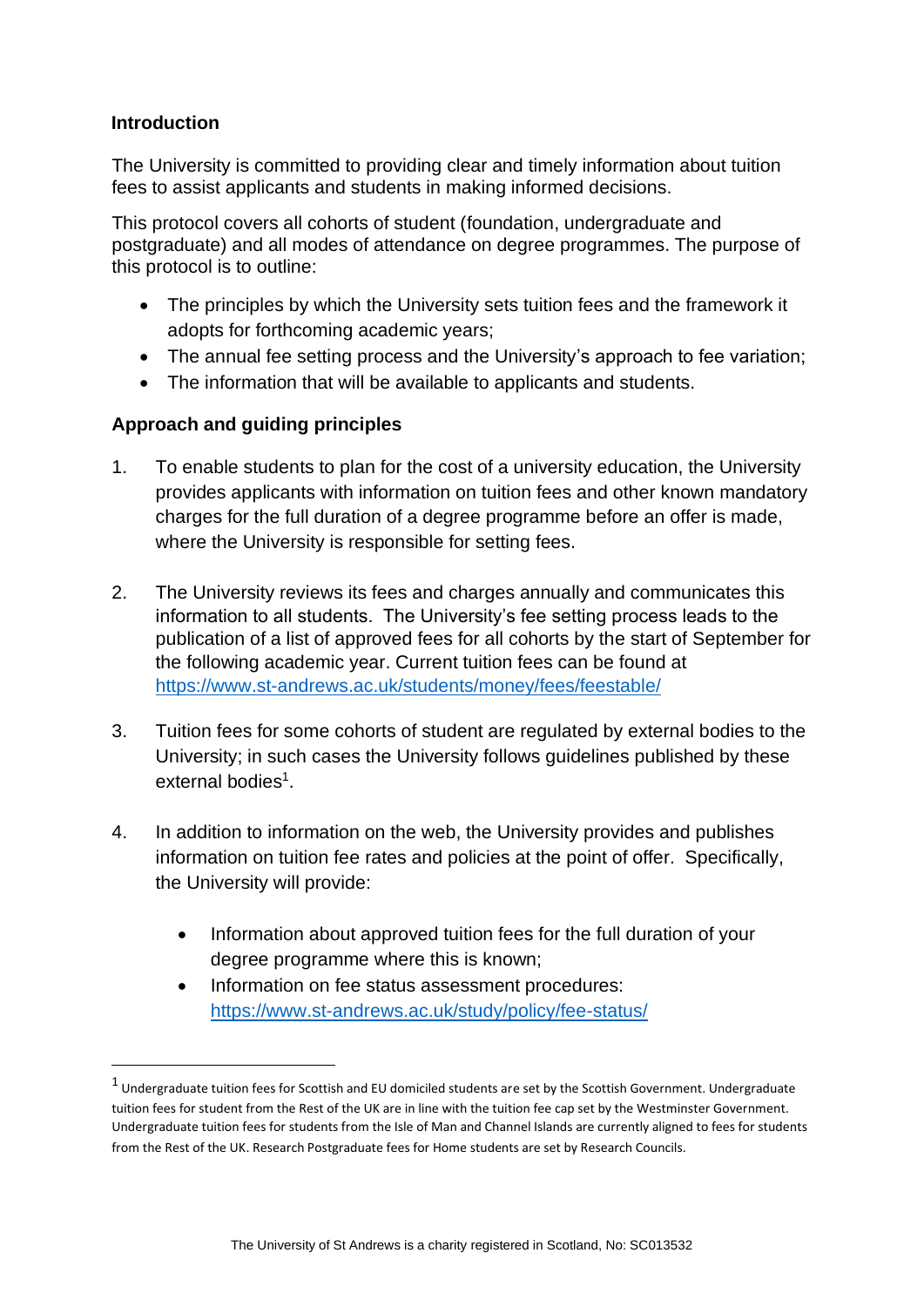**Introduction**

The University is committed to providing clear and timely information about tuition fees to assist applicants and students in making informed decisions.

This protocol covers all cohorts of student (foundation, undergraduate and postgraduate) and all modes of attendance on degree programmes. The purpose of this protocol is to outline:

- The principles by which the University sets tuition fees and the framework it adopts for forthcoming academic years;
- The annual fee setting process and the University's approach to fee variation;
- The information that will be available to applicants and students.

**Approach and guiding principles**

1. To enable students to plan for the cost of a university education, the University provides applicants with information on tuition fees and other known mandatory charges for the full duration of a degree programme before an offer is made, where the University is responsible for setting fees.

2. The University reviews its fees and charges annually and communicates this information to all students. The University's fee setting process leads to the publication of a list of approved fees for all cohorts by the start of September for the following academic year. Current tuition fees can be found at https://www.st-andrews.ac.uk/students/money/fees/feestable/

3. Tuition fees for some cohorts of student are regulated by external bodies to the University; in such cases the University follows guidelines published by these external bodies[1].

4. In addition to information on the web, the University provides and publishes information on tuition fee rates and policies at the point of offer. Specifically, the University will provide:

   - Information about approved tuition fees for the full duration of your degree programme where this is known;
   - Information on fee status assessment procedures: https://www.st-andrews.ac.uk/study/policy/fee-status/

[1] Undergraduate tuition fees for Scottish and EU domiciled students are set by the Scottish Government. Undergraduate tuition fees for student from the Rest of the UK are in line with the tuition fee cap set by the Westminster Government. Undergraduate tuition fees for students from the Isle of Man and Channel Islands are currently aligned to fees for students from the Rest of the UK. Research Postgraduate fees for Home students are set by Research Councils.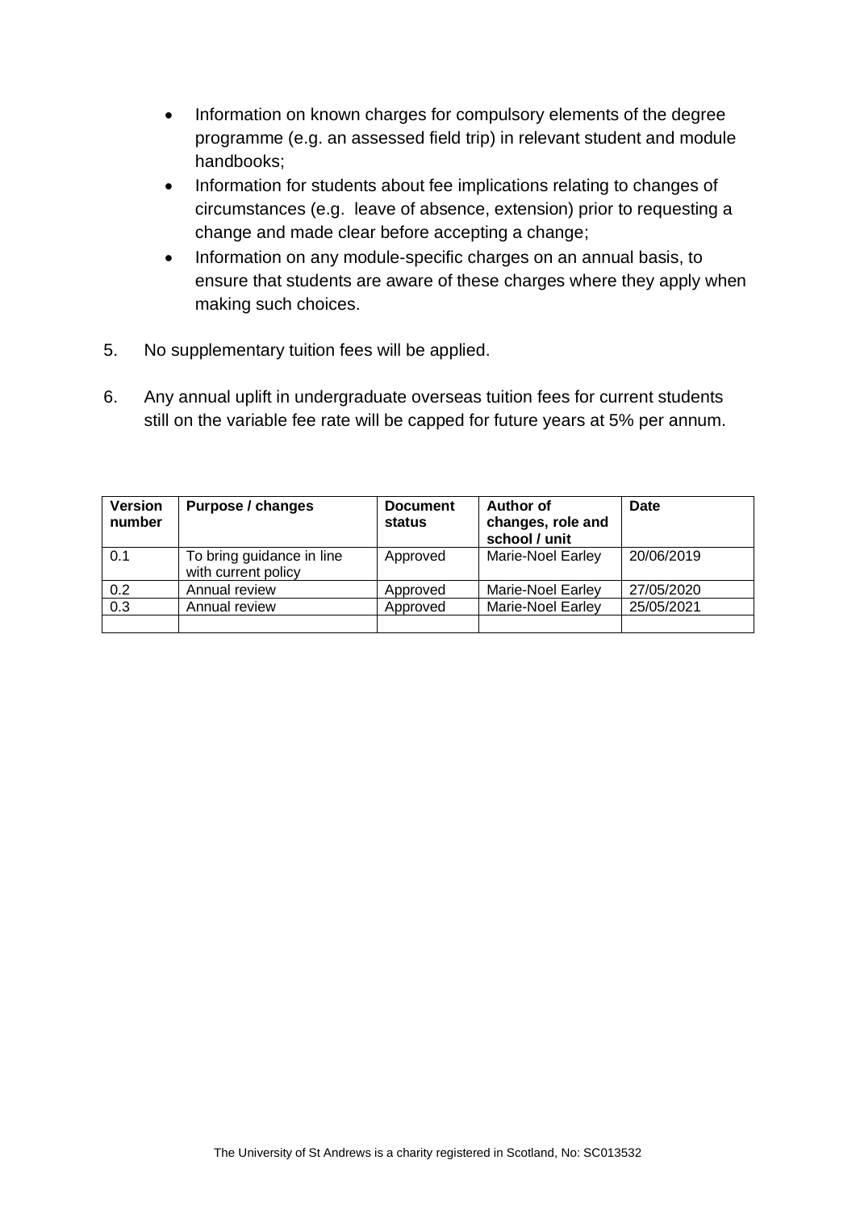- Information on known charges for compulsory elements of the degree programme (e.g. an assessed field trip) in relevant student and module handbooks;
- Information for students about fee implications relating to changes of circumstances (e.g. leave of absence, extension) prior to requesting a change and made clear before accepting a change;
- Information on any module-specific charges on an annual basis, to ensure that students are aware of these charges where they apply when making such choices.

5. No supplementary tuition fees will be applied.

6. Any annual uplift in undergraduate overseas tuition fees for current students still on the variable fee rate will be capped for future years at 5% per annum.

| Version number | Purpose / changes | Document status | Author of changes, role and school / unit | Date |
|---|---|---|---|---|
| 0.1 | To bring guidance in line with current policy | Approved | Marie-Noel Earley | 20/06/2019 |
| 0.2 | Annual review | Approved | Marie-Noel Earley | 27/05/2020 |
| 0.3 | Annual review | Approved | Marie-Noel Earley | 25/05/2021 |
| | | | | |

The University of St Andrews is a charity registered in Scotland, No: SC013532